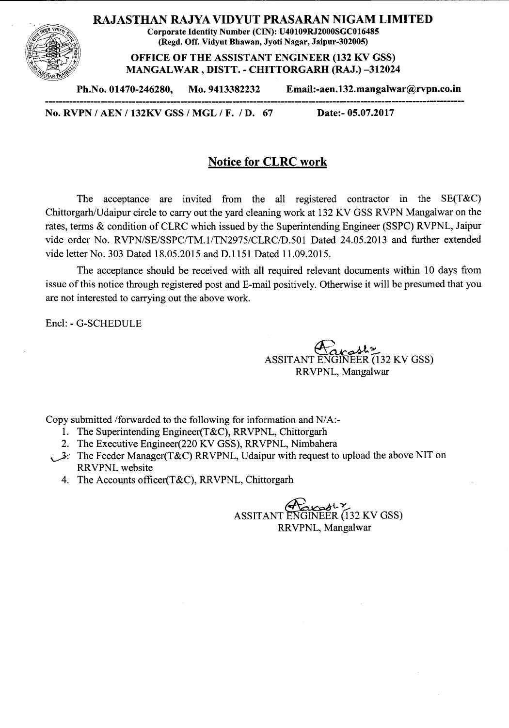# RAJASTHAN RAJYA VIDYUT PRASARAN NIGAM LIMITED

**Corporate Identity Number (CIN): U40109RJ2000SGC016485**
**(Regd. Off. Vidyut Bhawan, Jyoti Nagar, Jaipur-302005)**

**OFFICE OF THE ASSISTANT ENGINEER (132 KV GSS)**
**MANGALWAR , DISTT. - CHITTORGARH (RAJ.) –312024**

**Ph.No. 01470-246280, Mo. 9413382232 Email:-aen.132.mangalwar@rvpn.co.in**

---

**No. RVPN / AEN / 132KV GSS / MGL / F. / D. 67 Date:- 05.07.2017**

## Notice for CLRC work

The acceptance are invited from the all registered contractor in the SE(T&C) Chittorgarh/Udaipur circle to carry out the yard cleaning work at 132 KV GSS RVPN Mangalwar on the rates, terms & condition of CLRC which issued by the Superintending Engineer (SSPC) RVPNL, Jaipur vide order No. RVPN/SE/SSPC/TM.1/TN2975/CLRC/D.501 Dated 24.05.2013 and further extended vide letter No. 303 Dated 18.05.2015 and D.1151 Dated 11.09.2015.

The acceptance should be received with all required relevant documents within 10 days from issue of this notice through registered post and E-mail positively. Otherwise it will be presumed that you are not interested to carrying out the above work.

Encl: - G-SCHEDULE

ASSITANT ENGINEER (132 KV GSS)
RRVPNL, Mangalwar

Copy submitted /forwarded to the following for information and N/A:-

1. The Superintending Engineer(T&C), RRVPNL, Chittorgarh
2. The Executive Engineer(220 KV GSS), RRVPNL, Nimbahera
3. The Feeder Manager(T&C) RRVPNL, Udaipur with request to upload the above NIT on RRVPNL website
4. The Accounts officer(T&C), RRVPNL, Chittorgarh

ASSITANT ENGINEER (132 KV GSS)
RRVPNL, Mangalwar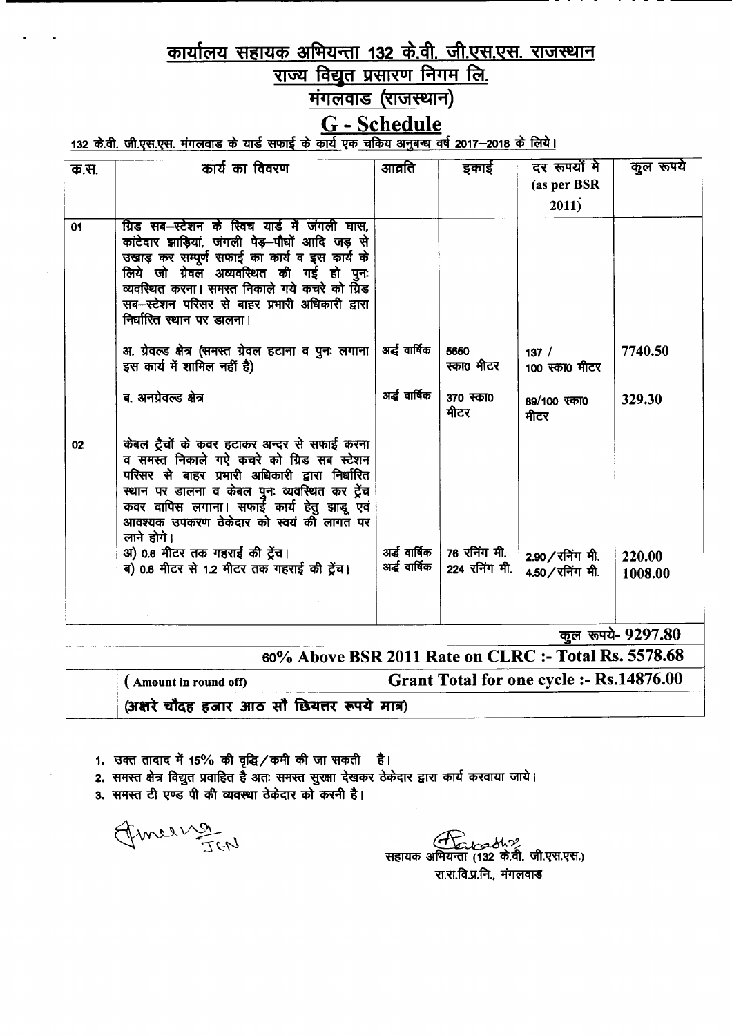# कार्यालय सहायक अभियन्ता 132 के.वी. जी.एस.एस. राजस्थान

## राज्य विद्युत प्रसारण निगम लि.

## मंगलवाड (राजस्थान)

## G - Schedule

132 के.वी. जी.एस.एस. मंगलवाड के यार्ड सफाई के कार्य एक चकिय अनुबन्ध वर्ष 2017–2018 के लिये।

| क.स. | कार्य का विवरण | आव्रति | इकाई | दर रूपयों मे (as per BSR 2011) | कुल रूपये |
|---|---|---|---|---|---|
| 01 | ग्रिड सब–स्टेशन के स्विच यार्ड में जंगली घास, कांटेदार झाड़ियां, जंगली पेड़–पौधों आदि जड़ से उखाड़ कर सम्पूर्ण सफाई का कार्य व इस कार्य के लिये जो ग्रेवल अव्यवस्थित की गई हो पुनः व्यवस्थित करना। समस्त निकाले गये कचरे को ग्रिड सब–स्टेशन परिसर से बाहर प्रभारी अधिकारी द्वारा निर्धारित स्थान पर डालना। | | | | |
| | अ. ग्रेवल्ड क्षेत्र (समस्त ग्रेवल हटाना व पुनः लगाना इस कार्य में शामिल नहीं है) | अर्द्ध वार्षिक | 5650 स्का0 मीटर | 137 / 100 स्का0 मीटर | 7740.50 |
| | ब. अनग्रेवल्ड क्षेत्र | अर्द्ध वार्षिक | 370 स्का0 मीटर | 89/100 स्का0 मीटर | 329.30 |
| 02 | केबल ट्रैचों के कवर हटाकर अन्दर से सफाई करना व समस्त निकाले गऐ कचरे को ग्रिड सब स्टेशन परिसर से बाहर प्रभारी अधिकारी द्वारा निर्धारित स्थान पर डालना व केबल पुनः व्यवस्थित कर ट्रेंच कवर वापिस लगाना। सफाई कार्य हेतु झाडू एवं आवश्यक उपकरण ठेकेदार को स्वयं की लागत पर लाने होगे। | | | | |
| | अ) 0.6 मीटर तक गहराई की ट्रेंच। | अर्द्ध वार्षिक | 76 रनिंग मी. | 2.90 / रनिंग मी. | 220.00 |
| | ब) 0.6 मीटर से 1.2 मीटर तक गहराई की ट्रेंच। | अर्द्ध वार्षिक | 224 रनिंग मी. | 4.50 / रनिंग मी. | 1008.00 |
| | | | | | कुल रूपये- 9297.80 |
| | **60% Above BSR 2011 Rate on CLRC :- Total Rs. 5578.68** | | | | |
| | ( Amount in round off) **Grant Total for one cycle :- Rs.14876.00** | | | | |
| | **(अक्षरे चौदह हजार आठ सौ छियत्तर रूपये मात्र)** | | | | |

1. उक्त तादाद में 15% की वृद्धि / कमी की जा सकती है।
2. समस्त क्षेत्र विद्युत प्रवाहित है अतः समस्त सुरक्षा देखकर ठेकेदार द्वारा कार्य करवाया जाये।
3. समस्त टी एण्ड पी की व्यवस्था ठेकेदार को करनी है।

JEN

सहायक अभियन्ता (132 के.वी. जी.एस.एस.)
रा.रा.वि.प्र.नि., मंगलवाड